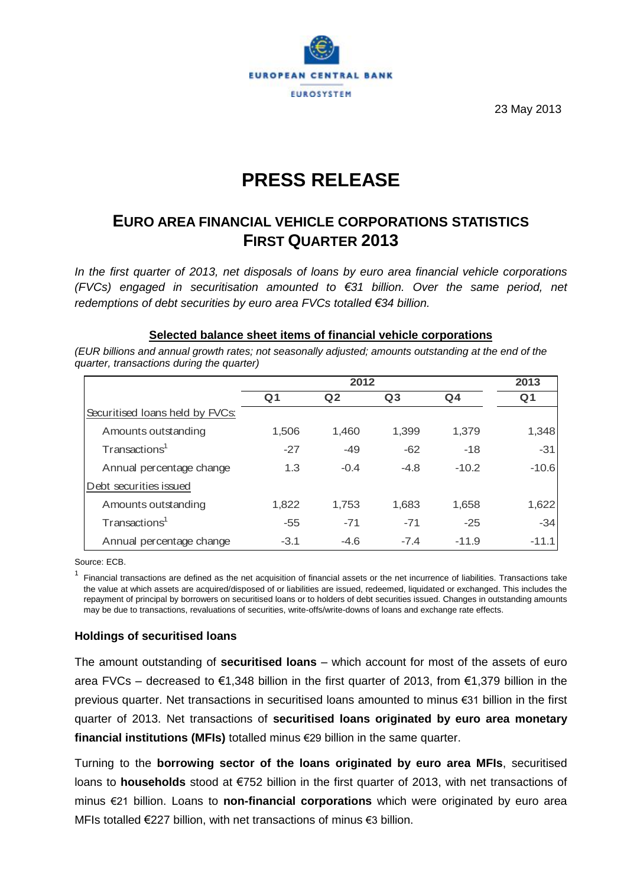23 May 2013

# PRESS RELEASE

## EURO AREA FINANCIAL VEHICLE CORPORATIONS STATISTICS FIRST QUARTER 2013

*In the first quarter of 2013, net disposals of loans by euro area financial vehicle corporations (FVCs) engaged in securitisation amounted to €31 billion. Over the same period, net redemptions of debt securities by euro area FVCs totalled €34 billion.*

**Selected balance sheet items of financial vehicle corporations**

*(EUR billions and annual growth rates; not seasonally adjusted; amounts outstanding at the end of the quarter, transactions during the quarter)*

| | 2012 | | | | 2013 |
|---|---|---|---|---|---|
| | Q1 | Q2 | Q3 | Q4 | Q1 |
| Securitised loans held by FVCs: | | | | | |
| Amounts outstanding | 1,506 | 1,460 | 1,399 | 1,379 | 1,348 |
| Transactions[1] | -27 | -49 | -62 | -18 | -31 |
| Annual percentage change | 1.3 | -0.4 | -4.8 | -10.2 | -10.6 |
| Debt securities issued | | | | | |
| Amounts outstanding | 1,822 | 1,753 | 1,683 | 1,658 | 1,622 |
| Transactions[1] | -55 | -71 | -71 | -25 | -34 |
| Annual percentage change | -3.1 | -4.6 | -7.4 | -11.9 | -11.1 |

Source: ECB.

[1] Financial transactions are defined as the net acquisition of financial assets or the net incurrence of liabilities. Transactions take the value at which assets are acquired/disposed of or liabilities are issued, redeemed, liquidated or exchanged. This includes the repayment of principal by borrowers on securitised loans or to holders of debt securities issued. Changes in outstanding amounts may be due to transactions, revaluations of securities, write-offs/write-downs of loans and exchange rate effects.

### Holdings of securitised loans

The amount outstanding of **securitised loans** – which account for most of the assets of euro area FVCs – decreased to €1,348 billion in the first quarter of 2013, from €1,379 billion in the previous quarter. Net transactions in securitised loans amounted to minus €31 billion in the first quarter of 2013. Net transactions of **securitised loans originated by euro area monetary financial institutions (MFIs)** totalled minus €29 billion in the same quarter.

Turning to the **borrowing sector of the loans originated by euro area MFIs**, securitised loans to **households** stood at €752 billion in the first quarter of 2013, with net transactions of minus €21 billion. Loans to **non-financial corporations** which were originated by euro area MFIs totalled €227 billion, with net transactions of minus €3 billion.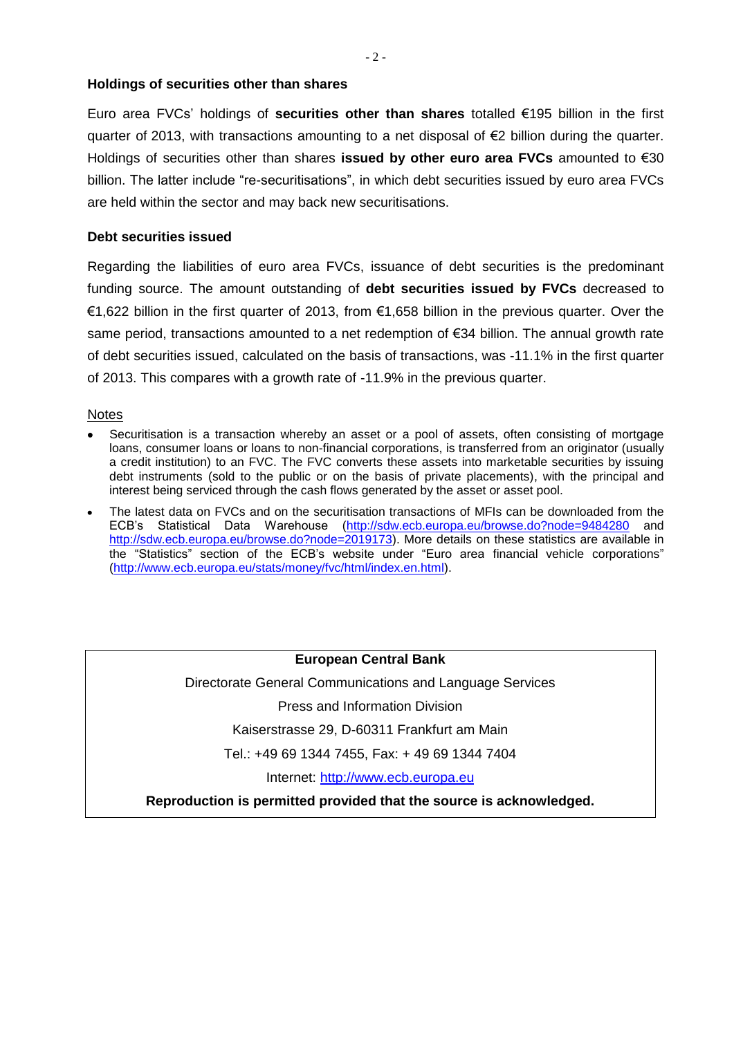## Holdings of securities other than shares

Euro area FVCs' holdings of **securities other than shares** totalled €195 billion in the first quarter of 2013, with transactions amounting to a net disposal of €2 billion during the quarter. Holdings of securities other than shares **issued by other euro area FVCs** amounted to €30 billion. The latter include "re-securitisations", in which debt securities issued by euro area FVCs are held within the sector and may back new securitisations.

## Debt securities issued

Regarding the liabilities of euro area FVCs, issuance of debt securities is the predominant funding source. The amount outstanding of **debt securities issued by FVCs** decreased to €1,622 billion in the first quarter of 2013, from €1,658 billion in the previous quarter. Over the same period, transactions amounted to a net redemption of €34 billion. The annual growth rate of debt securities issued, calculated on the basis of transactions, was -11.1% in the first quarter of 2013. This compares with a growth rate of -11.9% in the previous quarter.

Notes

- Securitisation is a transaction whereby an asset or a pool of assets, often consisting of mortgage loans, consumer loans or loans to non-financial corporations, is transferred from an originator (usually a credit institution) to an FVC. The FVC converts these assets into marketable securities by issuing debt instruments (sold to the public or on the basis of private placements), with the principal and interest being serviced through the cash flows generated by the asset or asset pool.
- The latest data on FVCs and on the securitisation transactions of MFIs can be downloaded from the ECB's Statistical Data Warehouse (http://sdw.ecb.europa.eu/browse.do?node=9484280 and http://sdw.ecb.europa.eu/browse.do?node=2019173). More details on these statistics are available in the "Statistics" section of the ECB's website under "Euro area financial vehicle corporations" (http://www.ecb.europa.eu/stats/money/fvc/html/index.en.html).

**European Central Bank**

Directorate General Communications and Language Services

Press and Information Division

Kaiserstrasse 29, D-60311 Frankfurt am Main

Tel.: +49 69 1344 7455, Fax: + 49 69 1344 7404

Internet: http://www.ecb.europa.eu

**Reproduction is permitted provided that the source is acknowledged.**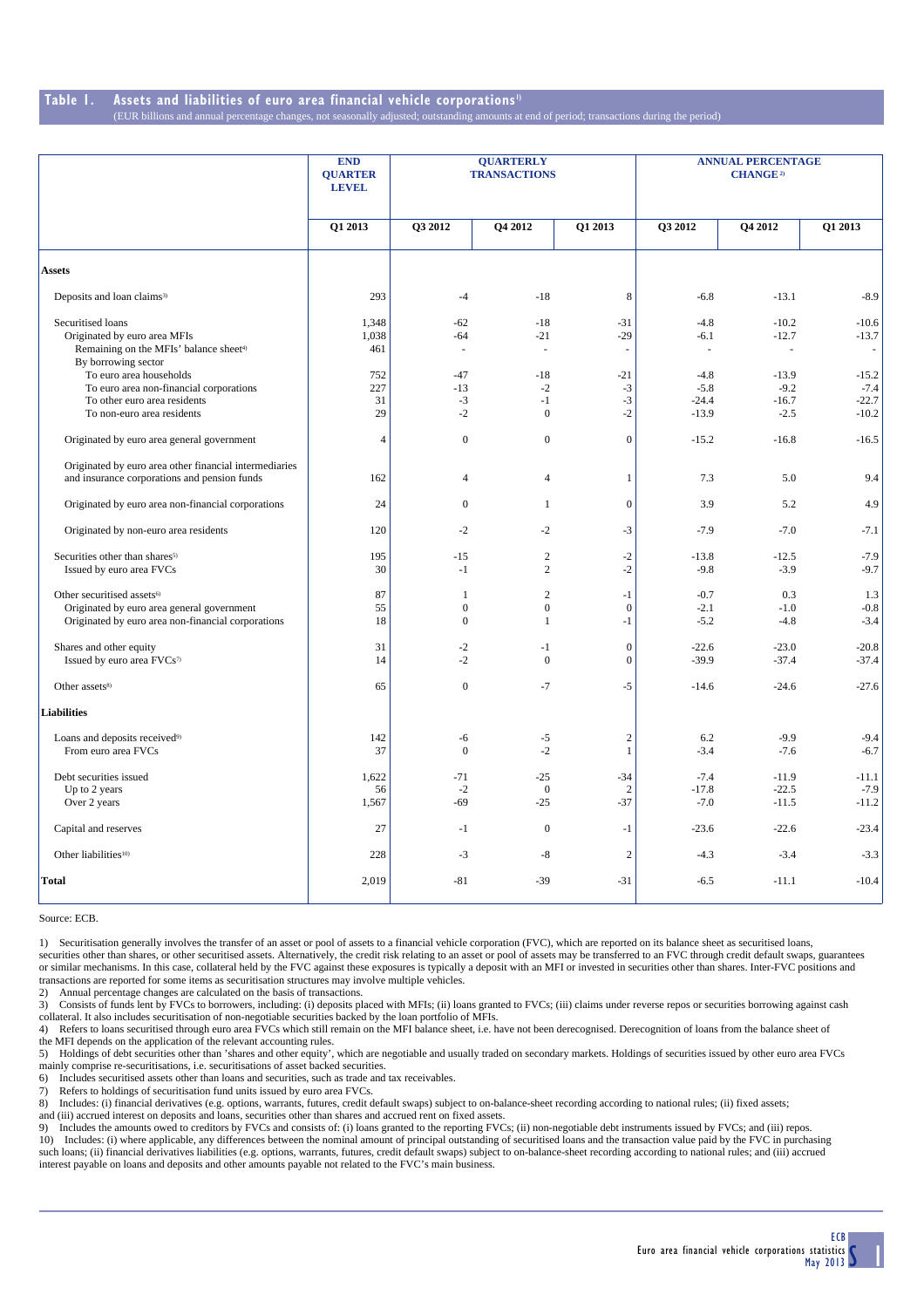## Table 1. Assets and liabilities of euro area financial vehicle corporations[1]

(EUR billions and annual percentage changes, not seasonally adjusted; outstanding amounts at end of period; transactions during the period)

| | END QUARTER LEVEL | QUARTERLY TRANSACTIONS | | | ANNUAL PERCENTAGE CHANGE[2] | | |
|---|---|---|---|---|---|---|---|
| | Q1 2013 | Q3 2012 | Q4 2012 | Q1 2013 | Q3 2012 | Q4 2012 | Q1 2013 |
| **Assets** | | | | | | | |
| Deposits and loan claims[3] | 293 | -4 | -18 | 8 | -6.8 | -13.1 | -8.9 |
| Securitised loans | 1,348 | -62 | -18 | -31 | -4.8 | -10.2 | -10.6 |
| Originated by euro area MFIs | 1,038 | -64 | -21 | -29 | -6.1 | -12.7 | -13.7 |
| Remaining on the MFIs' balance sheet[4] | 461 | - | - | - | - | - | - |
| By borrowing sector | | | | | | | |
| To euro area households | 752 | -47 | -18 | -21 | -4.8 | -13.9 | -15.2 |
| To euro area non-financial corporations | 227 | -13 | -2 | -3 | -5.8 | -9.2 | -7.4 |
| To other euro area residents | 31 | -3 | -1 | -3 | -24.4 | -16.7 | -22.7 |
| To non-euro area residents | 29 | -2 | 0 | -2 | -13.9 | -2.5 | -10.2 |
| Originated by euro area general government | 4 | 0 | 0 | 0 | -15.2 | -16.8 | -16.5 |
| Originated by euro area other financial intermediaries and insurance corporations and pension funds | 162 | 4 | 4 | 1 | 7.3 | 5.0 | 9.4 |
| Originated by euro area non-financial corporations | 24 | 0 | 1 | 0 | 3.9 | 5.2 | 4.9 |
| Originated by non-euro area residents | 120 | -2 | -2 | -3 | -7.9 | -7.0 | -7.1 |
| Securities other than shares[5] | 195 | -15 | 2 | -2 | -13.8 | -12.5 | -7.9 |
| Issued by euro area FVCs | 30 | -1 | 2 | -2 | -9.8 | -3.9 | -9.7 |
| Other securitised assets[6] | 87 | 1 | 2 | -1 | -0.7 | 0.3 | 1.3 |
| Originated by euro area general government | 55 | 0 | 0 | 0 | -2.1 | -1.0 | -0.8 |
| Originated by euro area non-financial corporations | 18 | 0 | 1 | -1 | -5.2 | -4.8 | -3.4 |
| Shares and other equity | 31 | -2 | -1 | 0 | -22.6 | -23.0 | -20.8 |
| Issued by euro area FVCs[7] | 14 | -2 | 0 | 0 | -39.9 | -37.4 | -37.4 |
| Other assets[8] | 65 | 0 | -7 | -5 | -14.6 | -24.6 | -27.6 |
| **Liabilities** | | | | | | | |
| Loans and deposits received[9] | 142 | -6 | -5 | 2 | 6.2 | -9.9 | -9.4 |
| From euro area FVCs | 37 | 0 | -2 | 1 | -3.4 | -7.6 | -6.7 |
| Debt securities issued | 1,622 | -71 | -25 | -34 | -7.4 | -11.9 | -11.1 |
| Up to 2 years | 56 | -2 | 0 | 2 | -17.8 | -22.5 | -7.9 |
| Over 2 years | 1,567 | -69 | -25 | -37 | -7.0 | -11.5 | -11.2 |
| Capital and reserves | 27 | -1 | 0 | -1 | -23.6 | -22.6 | -23.4 |
| Other liabilities[10] | 228 | -3 | -8 | 2 | -4.3 | -3.4 | -3.3 |
| **Total** | 2,019 | -81 | -39 | -31 | -6.5 | -11.1 | -10.4 |

Source: ECB.

1) Securitisation generally involves the transfer of an asset or pool of assets to a financial vehicle corporation (FVC), which are reported on its balance sheet as securitised loans, securities other than shares, or other securitised assets. Alternatively, the credit risk relating to an asset or pool of assets may be transferred to an FVC through credit default swaps, guarantees or similar mechanisms. In this case, collateral held by the FVC against these exposures is typically a deposit with an MFI or invested in securities other than shares. Inter-FVC positions and transactions are reported for some items as securitisation structures may involve multiple vehicles.

2) Annual percentage changes are calculated on the basis of transactions.

3) Consists of funds lent by FVCs to borrowers, including: (i) deposits placed with MFIs; (ii) loans granted to FVCs; (iii) claims under reverse repos or securities borrowing against cash collateral. It also includes securitisation of non-negotiable securities backed by the loan portfolio of MFIs.

4) Refers to loans securitised through euro area FVCs which still remain on the MFI balance sheet, i.e. have not been derecognised. Derecognition of loans from the balance sheet of the MFI depends on the application of the relevant accounting rules.

5) Holdings of debt securities other than 'shares and other equity', which are negotiable and usually traded on secondary markets. Holdings of securities issued by other euro area FVCs mainly comprise re-securitisations, i.e. securitisations of asset backed securities.

6) Includes securitised assets other than loans and securities, such as trade and tax receivables.

7) Refers to holdings of securitisation fund units issued by euro area FVCs.

8) Includes: (i) financial derivatives (e.g. options, warrants, futures, credit default swaps) subject to on-balance-sheet recording according to national rules; (ii) fixed assets; and (iii) accrued interest on deposits and loans, securities other than shares and accrued rent on fixed assets.

9) Includes the amounts owed to creditors by FVCs and consists of: (i) loans granted to the reporting FVCs; (ii) non-negotiable debt instruments issued by FVCs; and (iii) repos.

10) Includes: (i) where applicable, any differences between the nominal amount of principal outstanding of securitised loans and the transaction value paid by the FVC in purchasing such loans; (ii) financial derivatives liabilities (e.g. options, warrants, futures, credit default swaps) subject to on-balance-sheet recording according to national rules; and (iii) accrued interest payable on loans and deposits and other amounts payable not related to the FVC's main business.